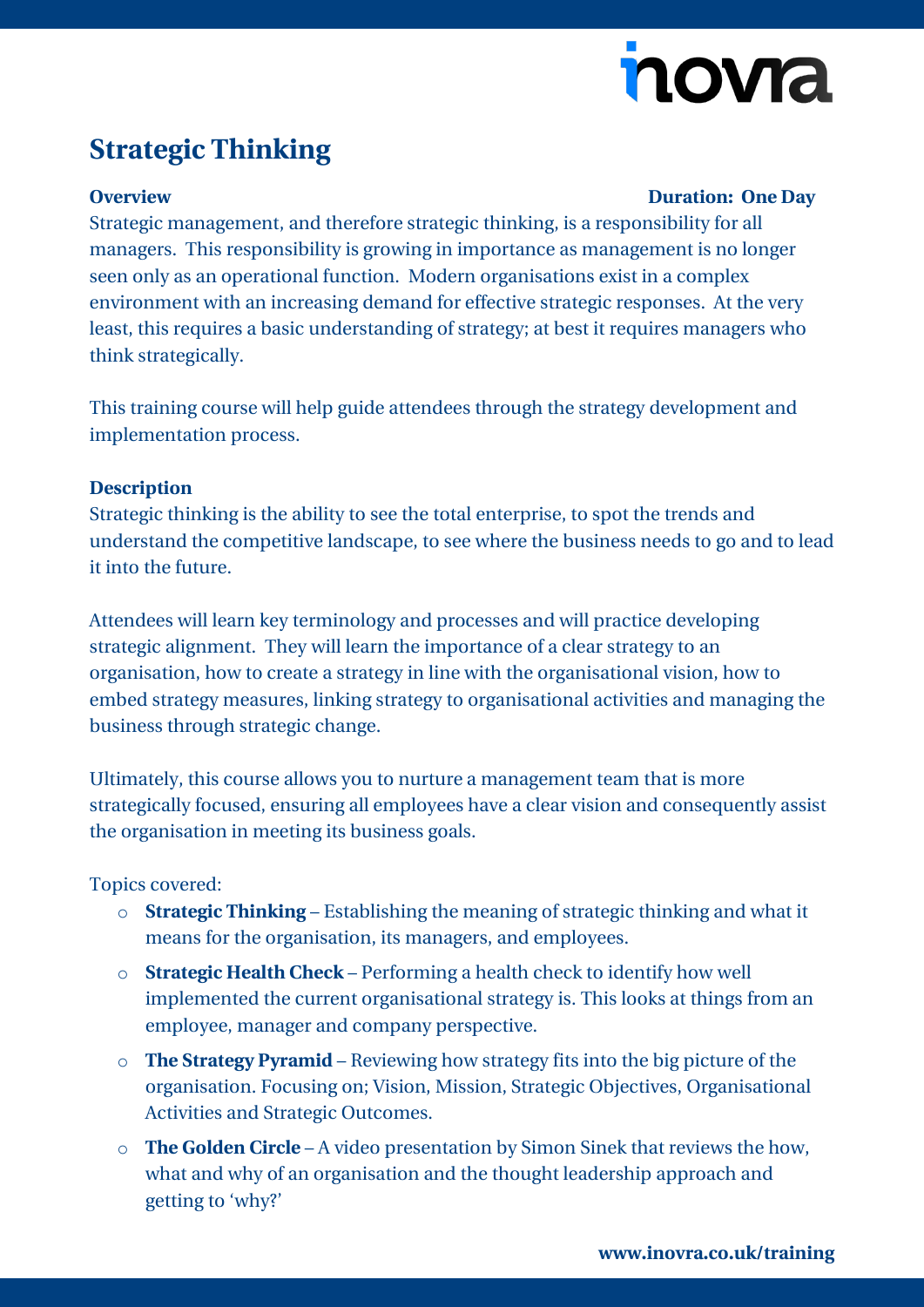# Strategic Thinking

**Overview** **Duration: One Day**

Strategic management, and therefore strategic thinking, is a responsibility for all managers. This responsibility is growing in importance as management is no longer seen only as an operational function. Modern organisations exist in a complex environment with an increasing demand for effective strategic responses. At the very least, this requires a basic understanding of strategy; at best it requires managers who think strategically.

This training course will help guide attendees through the strategy development and implementation process.

**Description**

Strategic thinking is the ability to see the total enterprise, to spot the trends and understand the competitive landscape, to see where the business needs to go and to lead it into the future.

Attendees will learn key terminology and processes and will practice developing strategic alignment. They will learn the importance of a clear strategy to an organisation, how to create a strategy in line with the organisational vision, how to embed strategy measures, linking strategy to organisational activities and managing the business through strategic change.

Ultimately, this course allows you to nurture a management team that is more strategically focused, ensuring all employees have a clear vision and consequently assist the organisation in meeting its business goals.

Topics covered:

- **Strategic Thinking** – Establishing the meaning of strategic thinking and what it means for the organisation, its managers, and employees.
- **Strategic Health Check** – Performing a health check to identify how well implemented the current organisational strategy is. This looks at things from an employee, manager and company perspective.
- **The Strategy Pyramid** – Reviewing how strategy fits into the big picture of the organisation. Focusing on; Vision, Mission, Strategic Objectives, Organisational Activities and Strategic Outcomes.
- **The Golden Circle** – A video presentation by Simon Sinek that reviews the how, what and why of an organisation and the thought leadership approach and getting to 'why?'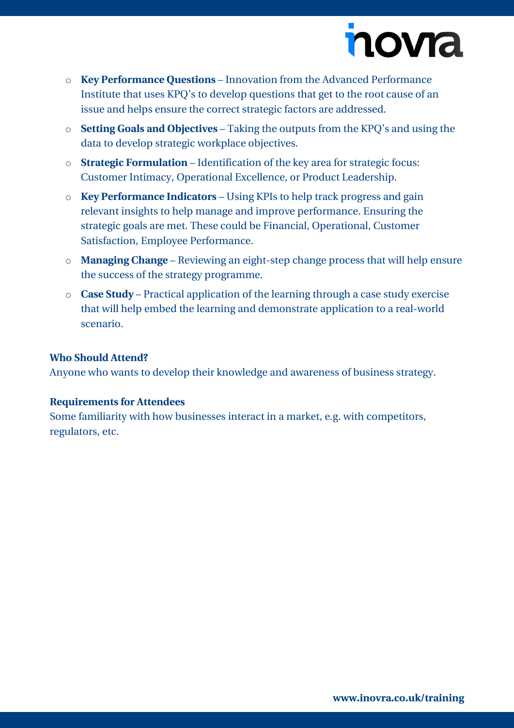- **Key Performance Questions** – Innovation from the Advanced Performance Institute that uses KPQ's to develop questions that get to the root cause of an issue and helps ensure the correct strategic factors are addressed.
- **Setting Goals and Objectives** – Taking the outputs from the KPQ's and using the data to develop strategic workplace objectives.
- **Strategic Formulation** – Identification of the key area for strategic focus: Customer Intimacy, Operational Excellence, or Product Leadership.
- **Key Performance Indicators** – Using KPIs to help track progress and gain relevant insights to help manage and improve performance. Ensuring the strategic goals are met. These could be Financial, Operational, Customer Satisfaction, Employee Performance.
- **Managing Change** – Reviewing an eight-step change process that will help ensure the success of the strategy programme.
- **Case Study** – Practical application of the learning through a case study exercise that will help embed the learning and demonstrate application to a real-world scenario.

**Who Should Attend?**

Anyone who wants to develop their knowledge and awareness of business strategy.

**Requirements for Attendees**

Some familiarity with how businesses interact in a market, e.g. with competitors, regulators, etc.

**www.inovra.co.uk/training**